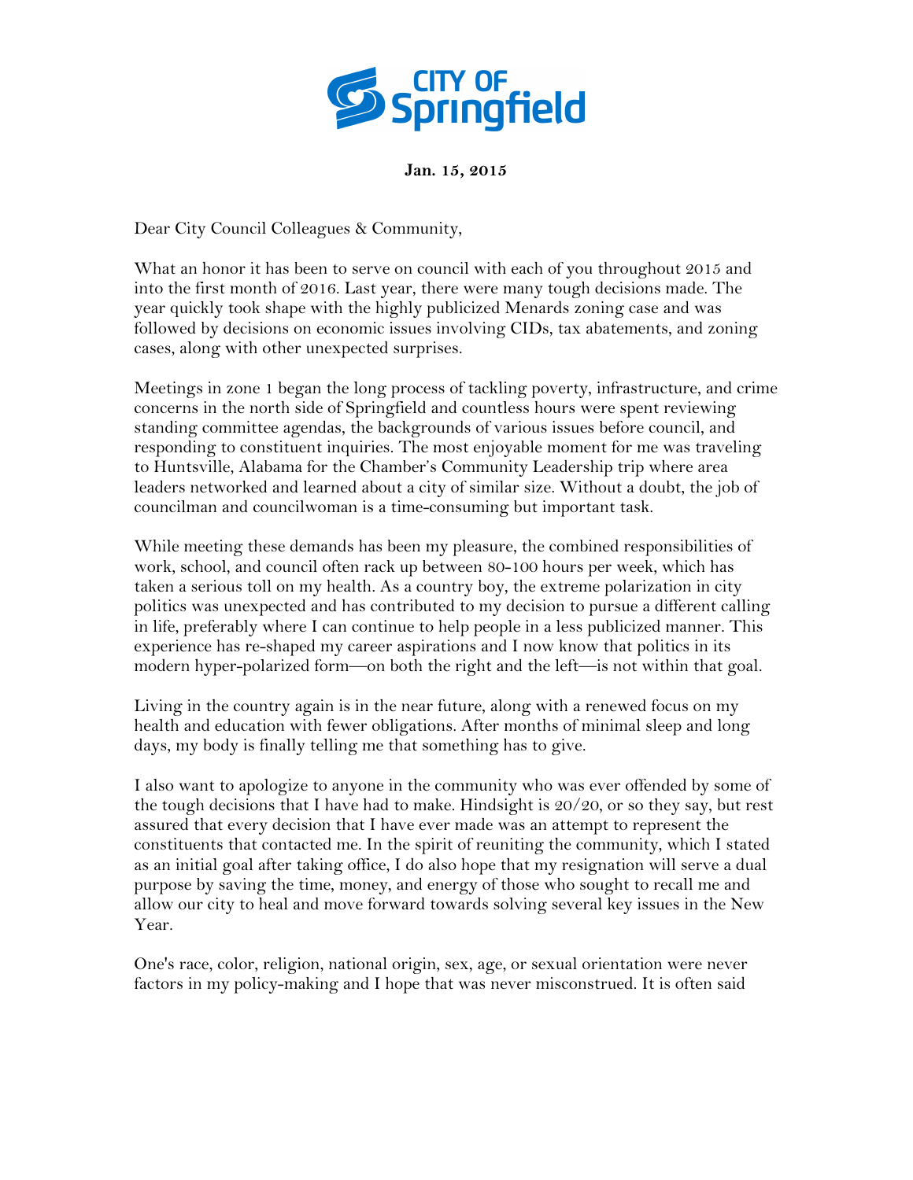**CITY OF Springfield**

**Jan. 15, 2015**

Dear City Council Colleagues & Community,

What an honor it has been to serve on council with each of you throughout 2015 and into the first month of 2016. Last year, there were many tough decisions made. The year quickly took shape with the highly publicized Menards zoning case and was followed by decisions on economic issues involving CIDs, tax abatements, and zoning cases, along with other unexpected surprises.

Meetings in zone 1 began the long process of tackling poverty, infrastructure, and crime concerns in the north side of Springfield and countless hours were spent reviewing standing committee agendas, the backgrounds of various issues before council, and responding to constituent inquiries. The most enjoyable moment for me was traveling to Huntsville, Alabama for the Chamber's Community Leadership trip where area leaders networked and learned about a city of similar size. Without a doubt, the job of councilman and councilwoman is a time-consuming but important task.

While meeting these demands has been my pleasure, the combined responsibilities of work, school, and council often rack up between 80-100 hours per week, which has taken a serious toll on my health. As a country boy, the extreme polarization in city politics was unexpected and has contributed to my decision to pursue a different calling in life, preferably where I can continue to help people in a less publicized manner. This experience has re-shaped my career aspirations and I now know that politics in its modern hyper-polarized form—on both the right and the left—is not within that goal.

Living in the country again is in the near future, along with a renewed focus on my health and education with fewer obligations. After months of minimal sleep and long days, my body is finally telling me that something has to give.

I also want to apologize to anyone in the community who was ever offended by some of the tough decisions that I have had to make. Hindsight is 20/20, or so they say, but rest assured that every decision that I have ever made was an attempt to represent the constituents that contacted me. In the spirit of reuniting the community, which I stated as an initial goal after taking office, I do also hope that my resignation will serve a dual purpose by saving the time, money, and energy of those who sought to recall me and allow our city to heal and move forward towards solving several key issues in the New Year.

One's race, color, religion, national origin, sex, age, or sexual orientation were never factors in my policy-making and I hope that was never misconstrued. It is often said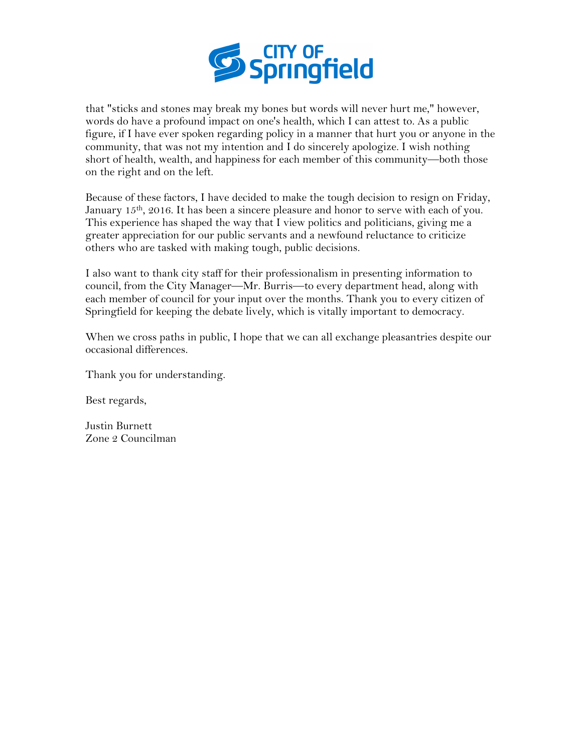that "sticks and stones may break my bones but words will never hurt me," however, words do have a profound impact on one's health, which I can attest to. As a public figure, if I have ever spoken regarding policy in a manner that hurt you or anyone in the community, that was not my intention and I do sincerely apologize. I wish nothing short of health, wealth, and happiness for each member of this community—both those on the right and on the left.

Because of these factors, I have decided to make the tough decision to resign on Friday, January 15th, 2016. It has been a sincere pleasure and honor to serve with each of you. This experience has shaped the way that I view politics and politicians, giving me a greater appreciation for our public servants and a newfound reluctance to criticize others who are tasked with making tough, public decisions.

I also want to thank city staff for their professionalism in presenting information to council, from the City Manager—Mr. Burris—to every department head, along with each member of council for your input over the months. Thank you to every citizen of Springfield for keeping the debate lively, which is vitally important to democracy.

When we cross paths in public, I hope that we can all exchange pleasantries despite our occasional differences.

Thank you for understanding.

Best regards,

Justin Burnett
Zone 2 Councilman